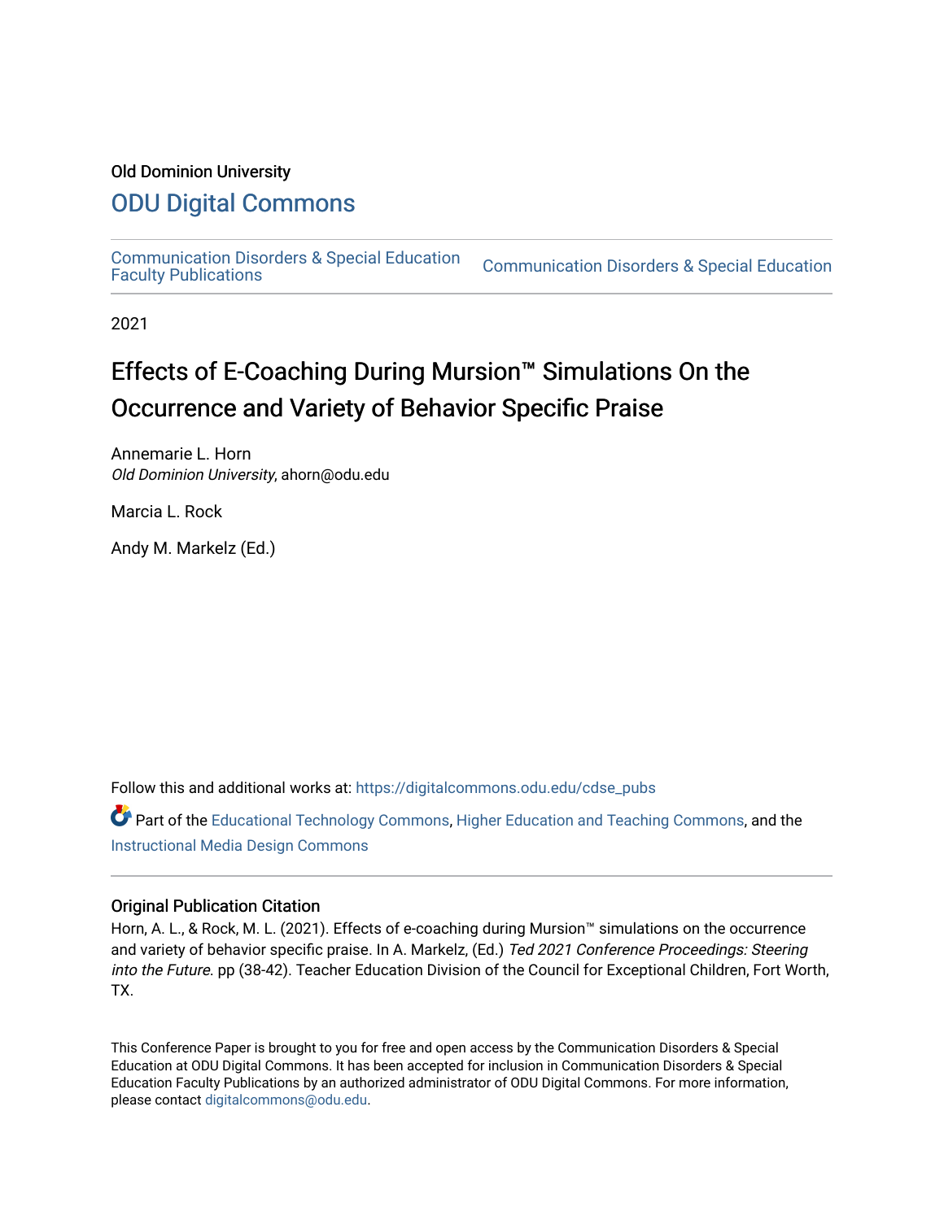Old Dominion University

# ODU Digital Commons

Communication Disorders & Special Education Faculty Publications

Communication Disorders & Special Education

2021

# Effects of E-Coaching During Mursion™ Simulations On the Occurrence and Variety of Behavior Specific Praise

Annemarie L. Horn
*Old Dominion University*, ahorn@odu.edu

Marcia L. Rock

Andy M. Markelz (Ed.)

Follow this and additional works at: https://digitalcommons.odu.edu/cdse_pubs

Part of the Educational Technology Commons, Higher Education and Teaching Commons, and the Instructional Media Design Commons

## Original Publication Citation

Horn, A. L., & Rock, M. L. (2021). Effects of e-coaching during Mursion™ simulations on the occurrence and variety of behavior specific praise. In A. Markelz, (Ed.) *Ted 2021 Conference Proceedings: Steering into the Future.* pp (38-42). Teacher Education Division of the Council for Exceptional Children, Fort Worth, TX.

This Conference Paper is brought to you for free and open access by the Communication Disorders & Special Education at ODU Digital Commons. It has been accepted for inclusion in Communication Disorders & Special Education Faculty Publications by an authorized administrator of ODU Digital Commons. For more information, please contact digitalcommons@odu.edu.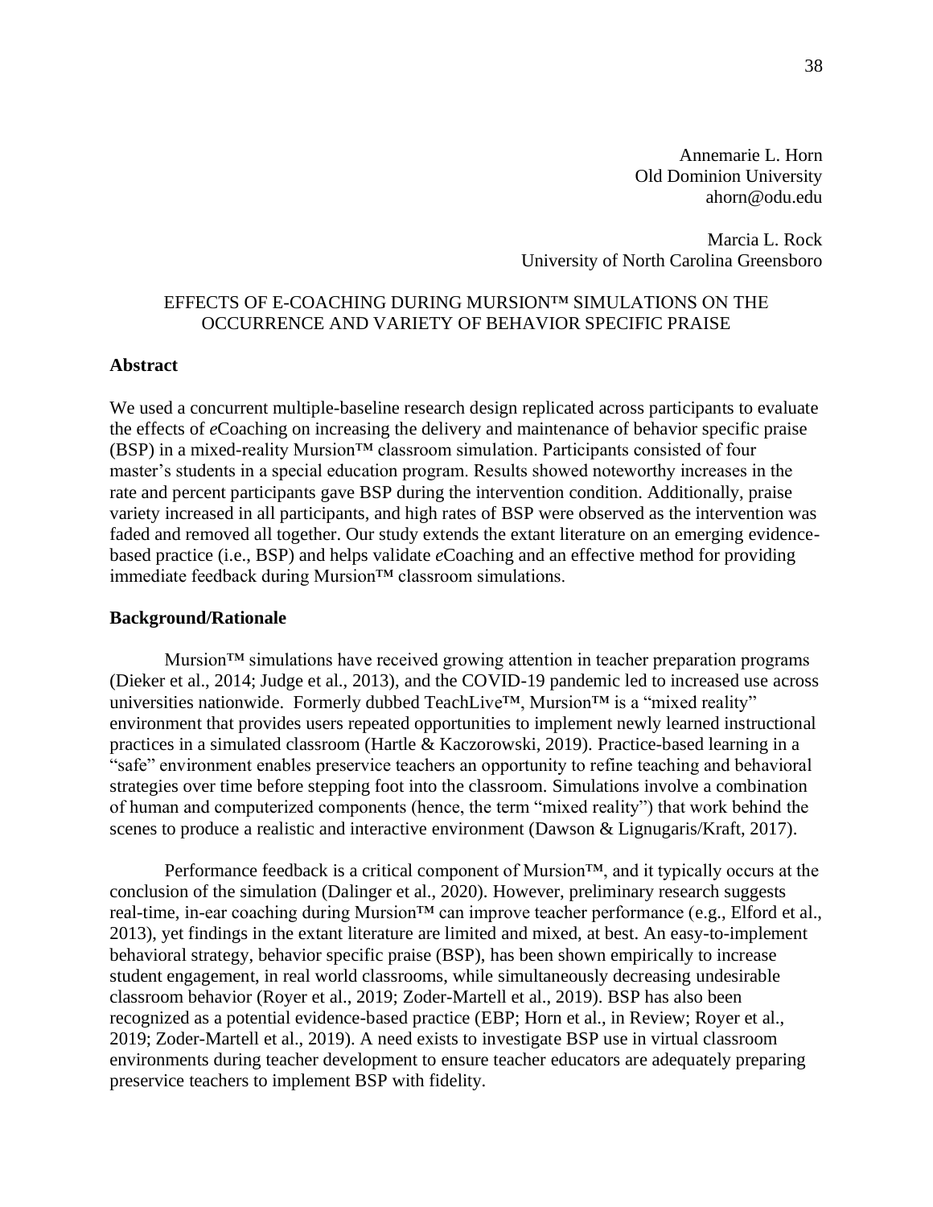Annemarie L. Horn
Old Dominion University
ahorn@odu.edu

Marcia L. Rock
University of North Carolina Greensboro

# EFFECTS OF E-COACHING DURING MURSION™ SIMULATIONS ON THE OCCURRENCE AND VARIETY OF BEHAVIOR SPECIFIC PRAISE

## Abstract

We used a concurrent multiple-baseline research design replicated across participants to evaluate the effects of *e*Coaching on increasing the delivery and maintenance of behavior specific praise (BSP) in a mixed-reality Mursion™ classroom simulation. Participants consisted of four master's students in a special education program. Results showed noteworthy increases in the rate and percent participants gave BSP during the intervention condition. Additionally, praise variety increased in all participants, and high rates of BSP were observed as the intervention was faded and removed all together. Our study extends the extant literature on an emerging evidence-based practice (i.e., BSP) and helps validate *e*Coaching and an effective method for providing immediate feedback during Mursion™ classroom simulations.

## Background/Rationale

Mursion™ simulations have received growing attention in teacher preparation programs (Dieker et al., 2014; Judge et al., 2013), and the COVID-19 pandemic led to increased use across universities nationwide. Formerly dubbed TeachLive™, Mursion™ is a "mixed reality" environment that provides users repeated opportunities to implement newly learned instructional practices in a simulated classroom (Hartle & Kaczorowski, 2019). Practice-based learning in a "safe" environment enables preservice teachers an opportunity to refine teaching and behavioral strategies over time before stepping foot into the classroom. Simulations involve a combination of human and computerized components (hence, the term "mixed reality") that work behind the scenes to produce a realistic and interactive environment (Dawson & Lignugaris/Kraft, 2017).

Performance feedback is a critical component of Mursion™, and it typically occurs at the conclusion of the simulation (Dalinger et al., 2020). However, preliminary research suggests real-time, in-ear coaching during Mursion™ can improve teacher performance (e.g., Elford et al., 2013), yet findings in the extant literature are limited and mixed, at best. An easy-to-implement behavioral strategy, behavior specific praise (BSP), has been shown empirically to increase student engagement, in real world classrooms, while simultaneously decreasing undesirable classroom behavior (Royer et al., 2019; Zoder-Martell et al., 2019). BSP has also been recognized as a potential evidence-based practice (EBP; Horn et al., in Review; Royer et al., 2019; Zoder-Martell et al., 2019). A need exists to investigate BSP use in virtual classroom environments during teacher development to ensure teacher educators are adequately preparing preservice teachers to implement BSP with fidelity.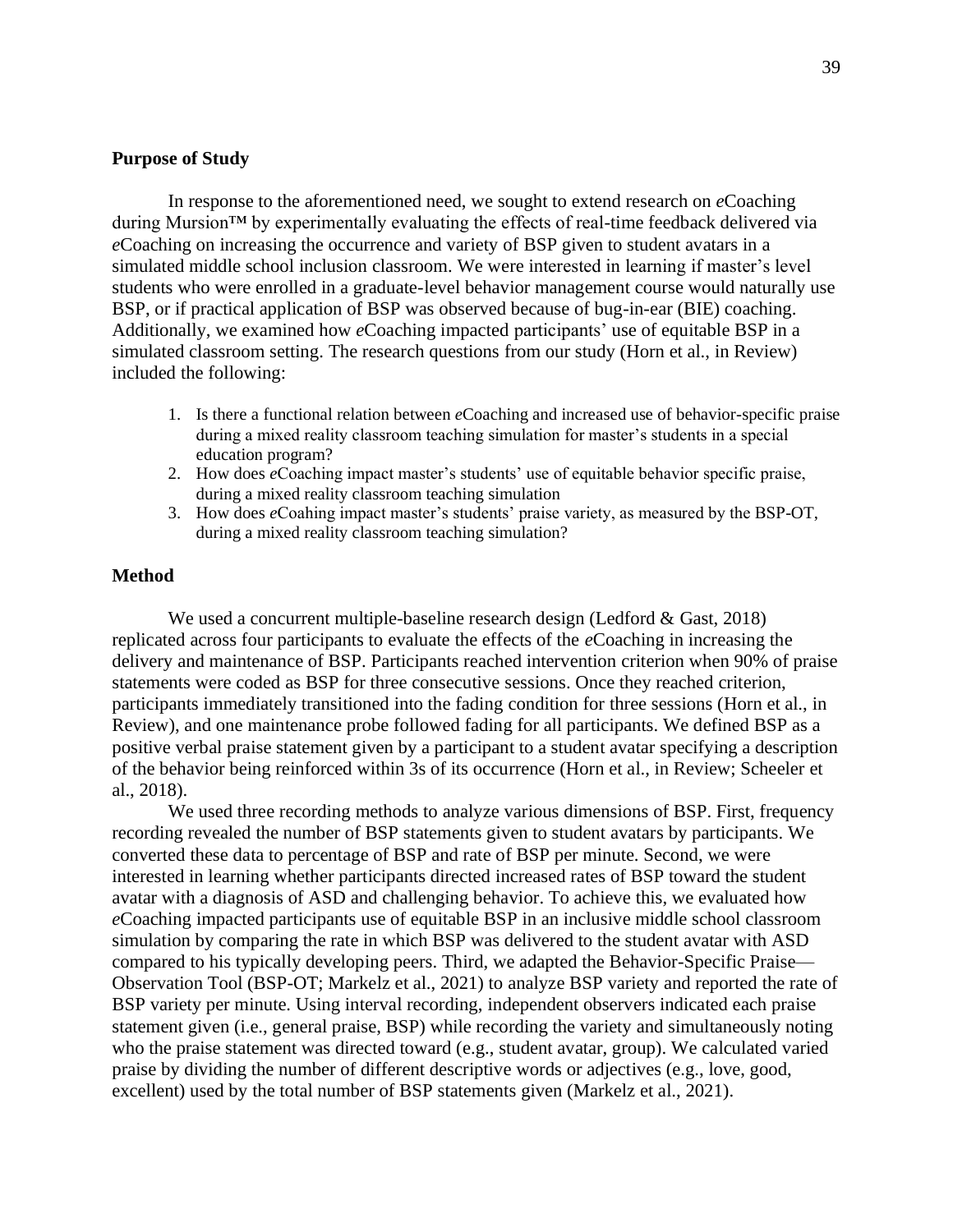**Purpose of Study**

In response to the aforementioned need, we sought to extend research on *e*Coaching during Mursion™ by experimentally evaluating the effects of real-time feedback delivered via *e*Coaching on increasing the occurrence and variety of BSP given to student avatars in a simulated middle school inclusion classroom. We were interested in learning if master's level students who were enrolled in a graduate-level behavior management course would naturally use BSP, or if practical application of BSP was observed because of bug-in-ear (BIE) coaching. Additionally, we examined how *e*Coaching impacted participants' use of equitable BSP in a simulated classroom setting. The research questions from our study (Horn et al., in Review) included the following:

1. Is there a functional relation between *e*Coaching and increased use of behavior-specific praise during a mixed reality classroom teaching simulation for master's students in a special education program?
2. How does *e*Coaching impact master's students' use of equitable behavior specific praise, during a mixed reality classroom teaching simulation
3. How does *e*Coahing impact master's students' praise variety, as measured by the BSP-OT, during a mixed reality classroom teaching simulation?

**Method**

We used a concurrent multiple-baseline research design (Ledford & Gast, 2018) replicated across four participants to evaluate the effects of the *e*Coaching in increasing the delivery and maintenance of BSP. Participants reached intervention criterion when 90% of praise statements were coded as BSP for three consecutive sessions. Once they reached criterion, participants immediately transitioned into the fading condition for three sessions (Horn et al., in Review), and one maintenance probe followed fading for all participants. We defined BSP as a positive verbal praise statement given by a participant to a student avatar specifying a description of the behavior being reinforced within 3s of its occurrence (Horn et al., in Review; Scheeler et al., 2018).

We used three recording methods to analyze various dimensions of BSP. First, frequency recording revealed the number of BSP statements given to student avatars by participants. We converted these data to percentage of BSP and rate of BSP per minute. Second, we were interested in learning whether participants directed increased rates of BSP toward the student avatar with a diagnosis of ASD and challenging behavior. To achieve this, we evaluated how *e*Coaching impacted participants use of equitable BSP in an inclusive middle school classroom simulation by comparing the rate in which BSP was delivered to the student avatar with ASD compared to his typically developing peers. Third, we adapted the Behavior-Specific Praise—Observation Tool (BSP-OT; Markelz et al., 2021) to analyze BSP variety and reported the rate of BSP variety per minute. Using interval recording, independent observers indicated each praise statement given (i.e., general praise, BSP) while recording the variety and simultaneously noting who the praise statement was directed toward (e.g., student avatar, group). We calculated varied praise by dividing the number of different descriptive words or adjectives (e.g., love, good, excellent) used by the total number of BSP statements given (Markelz et al., 2021).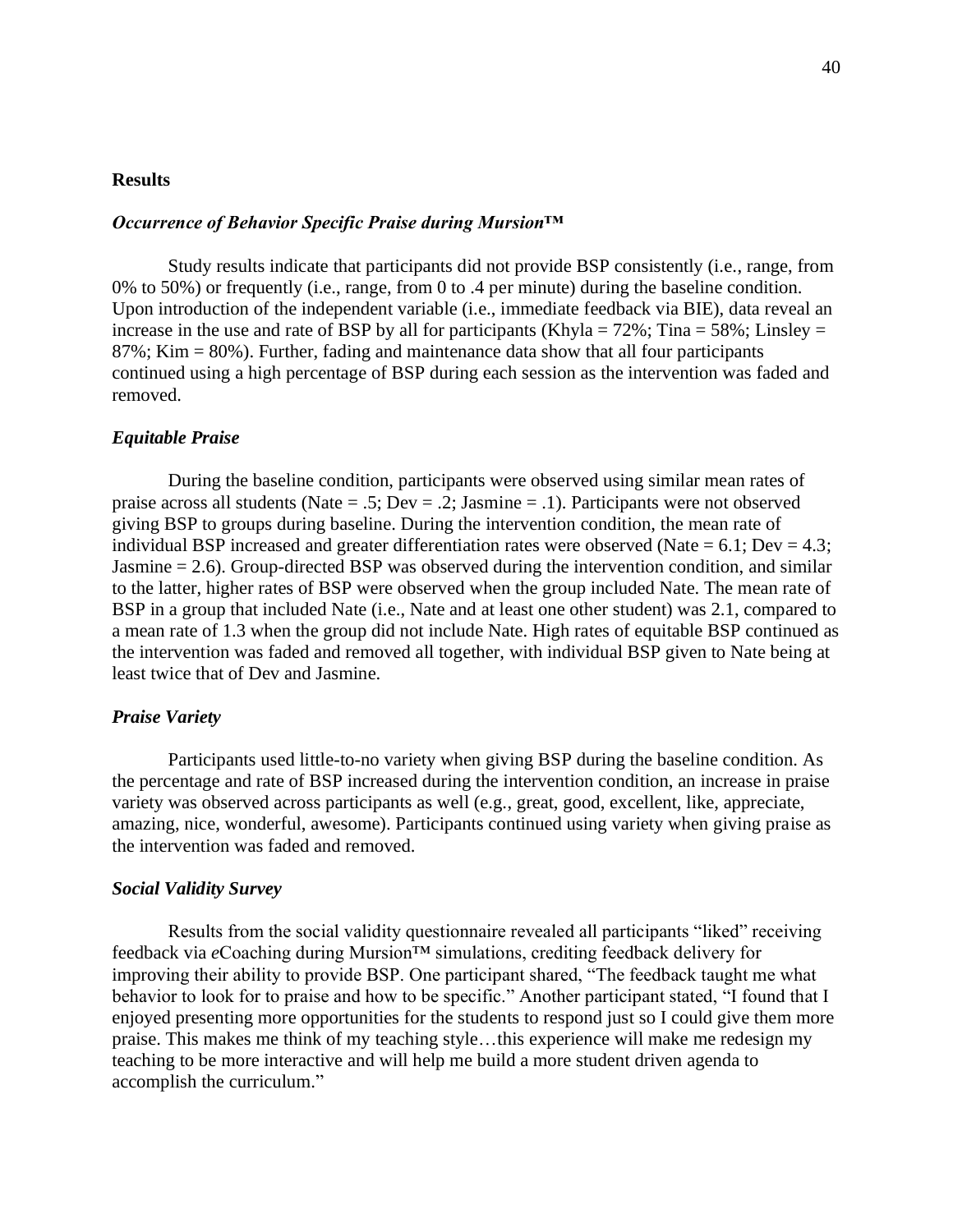## Results

### *Occurrence of Behavior Specific Praise during Mursion™*

Study results indicate that participants did not provide BSP consistently (i.e., range, from 0% to 50%) or frequently (i.e., range, from 0 to .4 per minute) during the baseline condition. Upon introduction of the independent variable (i.e., immediate feedback via BIE), data reveal an increase in the use and rate of BSP by all for participants (Khyla = 72%; Tina = 58%; Linsley = 87%; Kim = 80%). Further, fading and maintenance data show that all four participants continued using a high percentage of BSP during each session as the intervention was faded and removed.

### *Equitable Praise*

During the baseline condition, participants were observed using similar mean rates of praise across all students (Nate = .5; Dev = .2; Jasmine = .1). Participants were not observed giving BSP to groups during baseline. During the intervention condition, the mean rate of individual BSP increased and greater differentiation rates were observed (Nate = 6.1; Dev = 4.3; Jasmine = 2.6). Group-directed BSP was observed during the intervention condition, and similar to the latter, higher rates of BSP were observed when the group included Nate. The mean rate of BSP in a group that included Nate (i.e., Nate and at least one other student) was 2.1, compared to a mean rate of 1.3 when the group did not include Nate. High rates of equitable BSP continued as the intervention was faded and removed all together, with individual BSP given to Nate being at least twice that of Dev and Jasmine.

### *Praise Variety*

Participants used little-to-no variety when giving BSP during the baseline condition. As the percentage and rate of BSP increased during the intervention condition, an increase in praise variety was observed across participants as well (e.g., great, good, excellent, like, appreciate, amazing, nice, wonderful, awesome). Participants continued using variety when giving praise as the intervention was faded and removed.

### *Social Validity Survey*

Results from the social validity questionnaire revealed all participants "liked" receiving feedback via *e*Coaching during Mursion™ simulations, crediting feedback delivery for improving their ability to provide BSP. One participant shared, "The feedback taught me what behavior to look for to praise and how to be specific." Another participant stated, "I found that I enjoyed presenting more opportunities for the students to respond just so I could give them more praise. This makes me think of my teaching style…this experience will make me redesign my teaching to be more interactive and will help me build a more student driven agenda to accomplish the curriculum."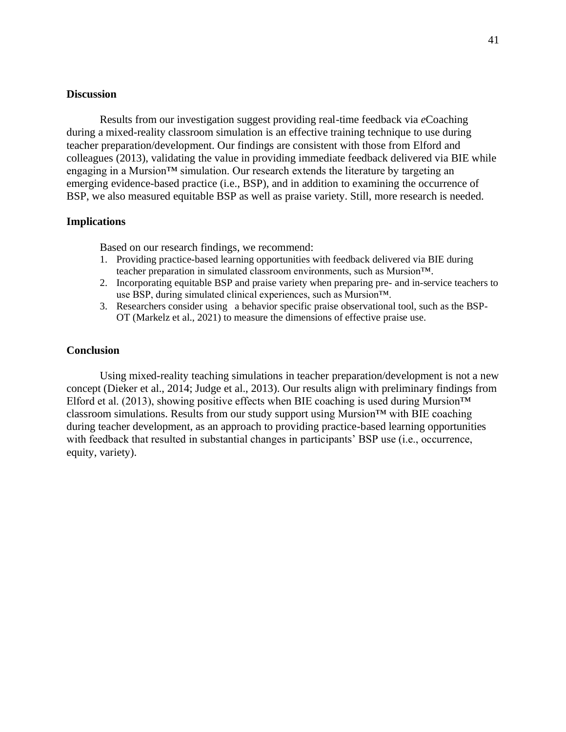## Discussion

Results from our investigation suggest providing real-time feedback via *e*Coaching during a mixed-reality classroom simulation is an effective training technique to use during teacher preparation/development. Our findings are consistent with those from Elford and colleagues (2013), validating the value in providing immediate feedback delivered via BIE while engaging in a Mursion™ simulation. Our research extends the literature by targeting an emerging evidence-based practice (i.e., BSP), and in addition to examining the occurrence of BSP, we also measured equitable BSP as well as praise variety. Still, more research is needed.

## Implications

Based on our research findings, we recommend:

1. Providing practice-based learning opportunities with feedback delivered via BIE during teacher preparation in simulated classroom environments, such as Mursion™.
2. Incorporating equitable BSP and praise variety when preparing pre- and in-service teachers to use BSP, during simulated clinical experiences, such as Mursion™.
3. Researchers consider using a behavior specific praise observational tool, such as the BSP-OT (Markelz et al., 2021) to measure the dimensions of effective praise use.

## Conclusion

Using mixed-reality teaching simulations in teacher preparation/development is not a new concept (Dieker et al., 2014; Judge et al., 2013). Our results align with preliminary findings from Elford et al. (2013), showing positive effects when BIE coaching is used during Mursion™ classroom simulations. Results from our study support using Mursion™ with BIE coaching during teacher development, as an approach to providing practice-based learning opportunities with feedback that resulted in substantial changes in participants' BSP use (i.e., occurrence, equity, variety).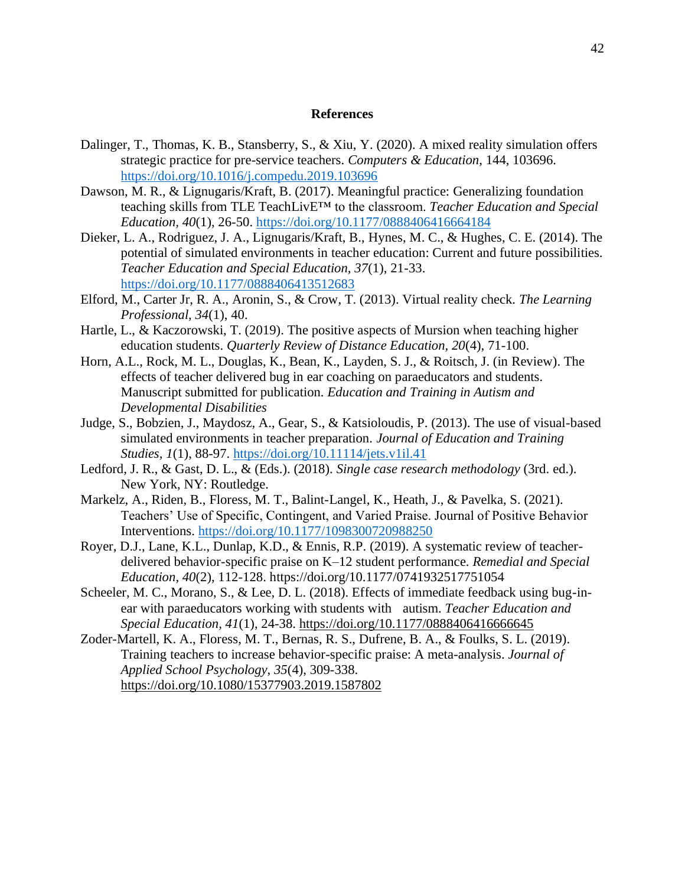## References

Dalinger, T., Thomas, K. B., Stansberry, S., & Xiu, Y. (2020). A mixed reality simulation offers strategic practice for pre-service teachers. *Computers & Education*, 144, 103696. https://doi.org/10.1016/j.compedu.2019.103696

Dawson, M. R., & Lignugaris/Kraft, B. (2017). Meaningful practice: Generalizing foundation teaching skills from TLE TeachLivE™ to the classroom. *Teacher Education and Special Education, 40*(1), 26-50. https://doi.org/10.1177/0888406416664184

Dieker, L. A., Rodriguez, J. A., Lignugaris/Kraft, B., Hynes, M. C., & Hughes, C. E. (2014). The potential of simulated environments in teacher education: Current and future possibilities. *Teacher Education and Special Education, 37*(1), 21-33. https://doi.org/10.1177/0888406413512683

Elford, M., Carter Jr, R. A., Aronin, S., & Crow, T. (2013). Virtual reality check. *The Learning Professional, 34*(1), 40.

Hartle, L., & Kaczorowski, T. (2019). The positive aspects of Mursion when teaching higher education students. *Quarterly Review of Distance Education, 20*(4), 71-100.

Horn, A.L., Rock, M. L., Douglas, K., Bean, K., Layden, S. J., & Roitsch, J. (in Review). The effects of teacher delivered bug in ear coaching on paraeducators and students. Manuscript submitted for publication. *Education and Training in Autism and Developmental Disabilities*

Judge, S., Bobzien, J., Maydosz, A., Gear, S., & Katsioloudis, P. (2013). The use of visual-based simulated environments in teacher preparation. *Journal of Education and Training Studies, 1*(1), 88-97. https://doi.org/10.11114/jets.v1il.41

Ledford, J. R., & Gast, D. L., & (Eds.). (2018). *Single case research methodology* (3rd. ed.). New York, NY: Routledge.

Markelz, A., Riden, B., Floress, M. T., Balint-Langel, K., Heath, J., & Pavelka, S. (2021). Teachers' Use of Specific, Contingent, and Varied Praise. Journal of Positive Behavior Interventions. https://doi.org/10.1177/1098300720988250

Royer, D.J., Lane, K.L., Dunlap, K.D., & Ennis, R.P. (2019). A systematic review of teacher-delivered behavior-specific praise on K–12 student performance. *Remedial and Special Education*, *40*(2), 112-128. https://doi.org/10.1177/0741932517751054

Scheeler, M. C., Morano, S., & Lee, D. L. (2018). Effects of immediate feedback using bug-in-ear with paraeducators working with students with autism. *Teacher Education and Special Education, 41*(1), 24-38. https://doi.org/10.1177/0888406416666645

Zoder-Martell, K. A., Floress, M. T., Bernas, R. S., Dufrene, B. A., & Foulks, S. L. (2019). Training teachers to increase behavior-specific praise: A meta-analysis. *Journal of Applied School Psychology, 35*(4), 309-338. https://doi.org/10.1080/15377903.2019.1587802